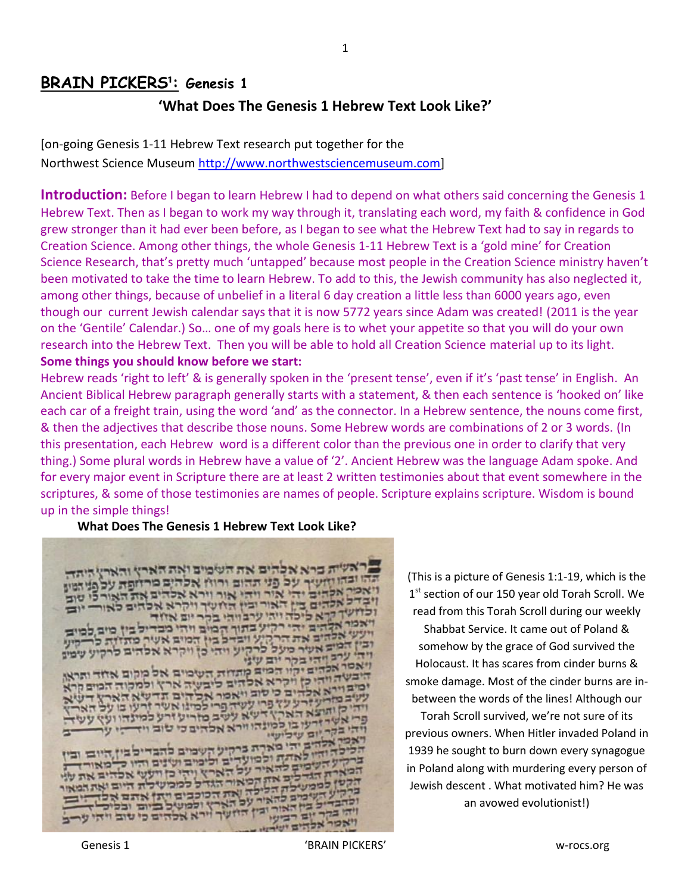# BRAIN PICKERS[1]: Genesis 1

## 'What Does The Genesis 1 Hebrew Text Look Like?'

[on-going Genesis 1-11 Hebrew Text research put together for the Northwest Science Museum http://www.northwestsciencemuseum.com]

**Introduction:** Before I began to learn Hebrew I had to depend on what others said concerning the Genesis 1 Hebrew Text. Then as I began to work my way through it, translating each word, my faith & confidence in God grew stronger than it had ever been before, as I began to see what the Hebrew Text had to say in regards to Creation Science. Among other things, the whole Genesis 1-11 Hebrew Text is a 'gold mine' for Creation Science Research, that's pretty much 'untapped' because most people in the Creation Science ministry haven't been motivated to take the time to learn Hebrew. To add to this, the Jewish community has also neglected it, among other things, because of unbelief in a literal 6 day creation a little less than 6000 years ago, even though our current Jewish calendar says that it is now 5772 years since Adam was created! (2011 is the year on the 'Gentile' Calendar.) So… one of my goals here is to whet your appetite so that you will do your own research into the Hebrew Text. Then you will be able to hold all Creation Science material up to its light.

**Some things you should know before we start:**

Hebrew reads 'right to left' & is generally spoken in the 'present tense', even if it's 'past tense' in English. An Ancient Biblical Hebrew paragraph generally starts with a statement, & then each sentence is 'hooked on' like each car of a freight train, using the word 'and' as the connector. In a Hebrew sentence, the nouns come first, & then the adjectives that describe those nouns. Some Hebrew words are combinations of 2 or 3 words. (In this presentation, each Hebrew word is a different color than the previous one in order to clarify that very thing.) Some plural words in Hebrew have a value of '2'. Ancient Hebrew was the language Adam spoke. And for every major event in Scripture there are at least 2 written testimonies about that event somewhere in the scriptures, & some of those testimonies are names of people. Scripture explains scripture. Wisdom is bound up in the simple things!

**What Does The Genesis 1 Hebrew Text Look Like?**

(This is a picture of Genesis 1:1-19, which is the 1st section of our 150 year old Torah Scroll. We read from this Torah Scroll during our weekly Shabbat Service. It came out of Poland & somehow by the grace of God survived the Holocaust. It has scares from cinder burns & smoke damage. Most of the cinder burns are in-between the words of the lines! Although our Torah Scroll survived, we're not sure of its previous owners. When Hitler invaded Poland in 1939 he sought to burn down every synagogue in Poland along with murdering every person of Jewish descent . What motivated him? He was an avowed evolutionist!)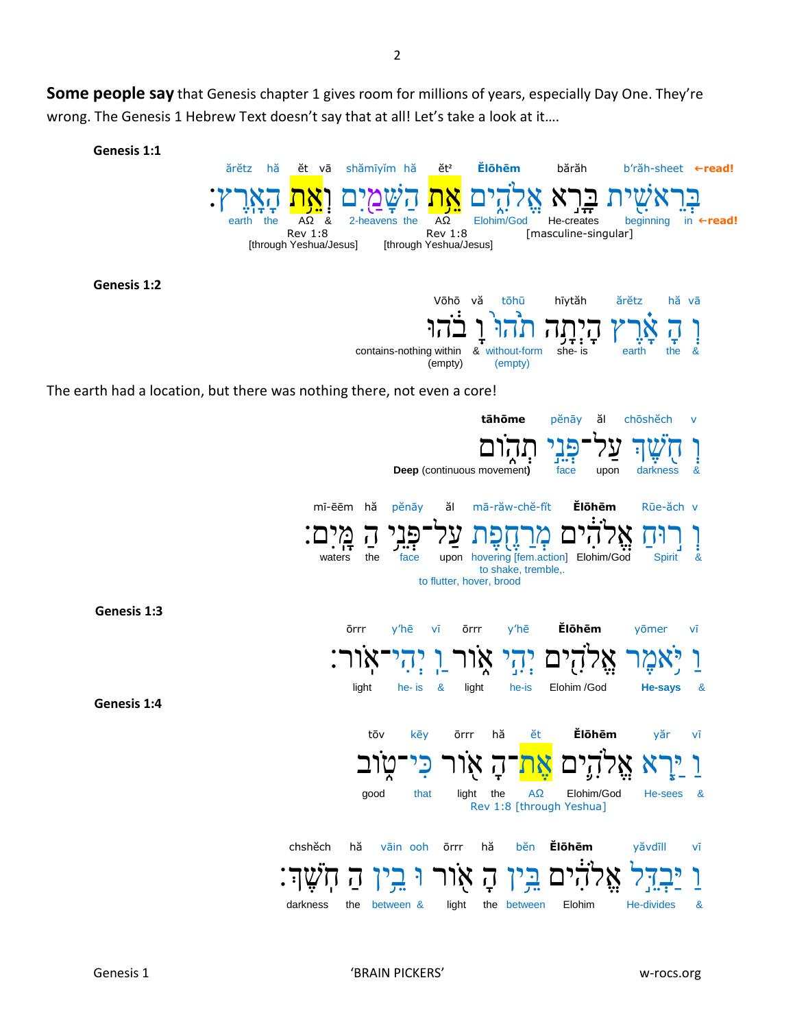**Some people say** that Genesis chapter 1 gives room for millions of years, especially Day One. They're wrong. The Genesis 1 Hebrew Text doesn't say that at all! Let's take a look at it….

**Genesis 1:1**

ărĕtz hă ĕt vă shămīyīm hă ĕt² **Ĕlōhēm** bărăh b'răh-sheet ←**read!**

בְּרֵאשִׁית בָּרָא אֱלֹהִים אֵת הַשָּׁמַיִם וְאֵת הָאָרֶץ׃

earth the AΩ & 2-heavens the AΩ Elohim/God He-creates beginning in ←**read!**

Rev 1:8 [through Yeshua/Jesus] Rev 1:8 [through Yeshua/Jesus] [masculine-singular]

**Genesis 1:2**

Vōhō vă tōhū hīytăh ărĕtz hă vă

וְהָאָרֶץ הָיְתָה תֹהוּ וָבֹהוּ

contains-nothing within (empty) & without-form (empty) she- is earth the &

The earth had a location, but there was nothing there, not even a core!

**tāhōme** pĕnāy ăl chōshĕch v

וְחֹשֶׁךְ עַל־פְּנֵי תְהוֹם

**Deep** (continuous movement) face upon darkness &

mī-ēēm hă pĕnāy ăl mā-răw-chĕ-fĭt **Ĕlōhēm** Rūe-ăch v

וְרוּחַ אֱלֹהִים מְרַחֶפֶת עַל־פְּנֵי הַמָּיִם׃

waters the face upon hovering [fem.action] to shake, tremble,. to flutter, hover, brood Elohim/God Spirit &

**Genesis 1:3**

ōrrr y'hē vī ōrrr y'hē **Ĕlōhēm** yōmer vī

וַיֹּאמֶר אֱלֹהִים יְהִי אוֹר וַיְהִי־אוֹר׃

light he- is & light he-is Elohim /God **He-says** &

**Genesis 1:4**

tōv kēy ōrrr hă ĕt **Ĕlōhēm** yăr vī

וַיַּרְא אֱלֹהִים אֶת־הָאוֹר כִּי־טוֹב

good that light the AΩ Elohim/God He-sees &

Rev 1:8 [through Yeshua]

chshĕch hă vāin ooh ōrrr hă bĕn **Ĕlōhēm** yăvdīll vī

וַיַּבְדֵּל אֱלֹהִים בֵּין הָאוֹר וּבֵין הַחֹשֶׁךְ׃

darkness the between & light the between Elohim He-divides &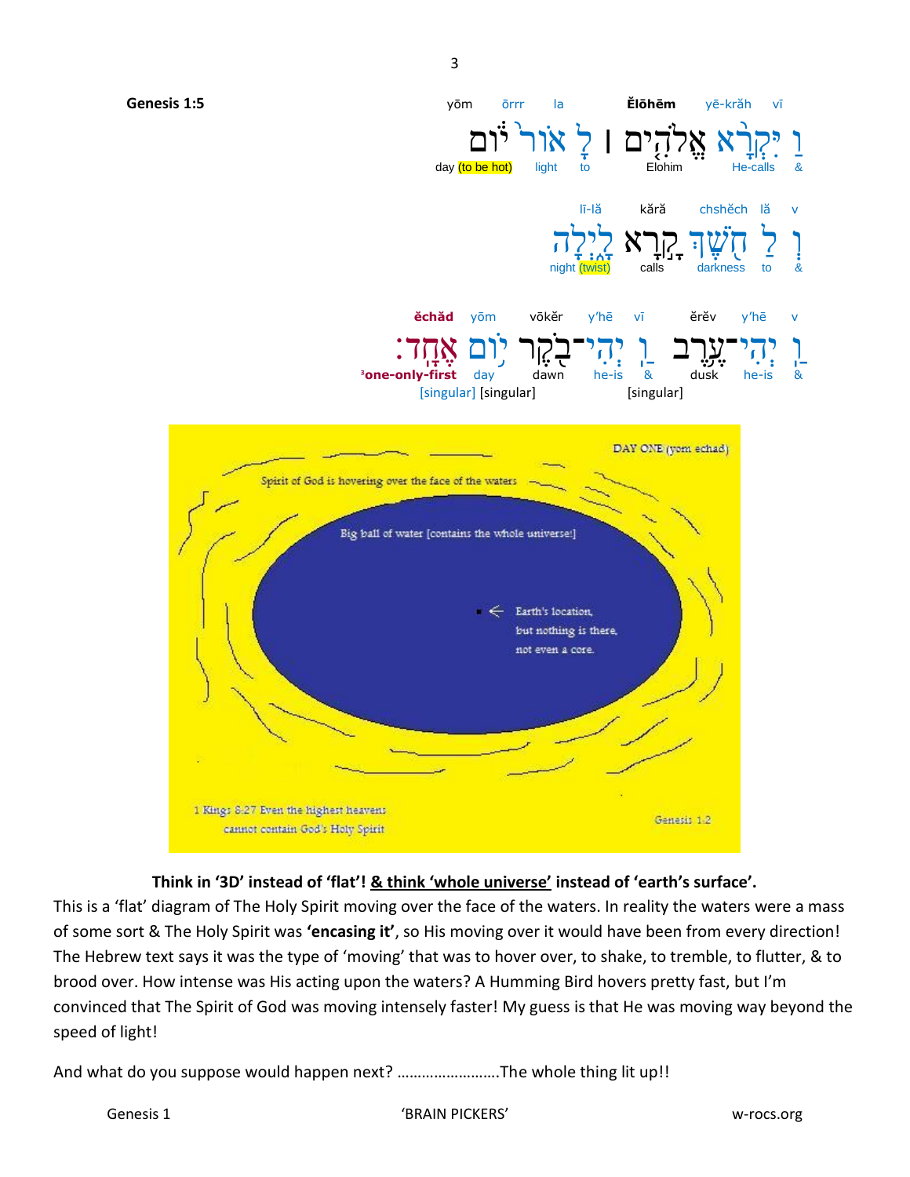**Genesis 1:5**

| yōm | ōrrr | la | | Ělōhēm | yē-krăh | vī |
|---|---|---|---|---|---|---|
| יוֹם | אוֹר | לָ | ׀ | אֱלֹהִים | יִקְרָא | וַ |
| day (to be hot) | light | to | | Elohim | He-calls | & |

| lī-lă | kără | chshěch | lă | v |
|---|---|---|---|---|
| לָיְלָה | קָרָא | חֹשֶׁךְ | לַ | וְ |
| night (twist) | calls | darkness | to | & |

| ěchăd | yōm | vōkěr | y'hē | vī | ěrěv | y'hē | v |
|---|---|---|---|---|---|---|---|
| אֶחָד׃ | יוֹם | בֹקֶר | יְהִי־ | וַ | עֶרֶב | יְהִי־ | וַ |
| one-only-first | day | dawn | he-is | & | dusk | he-is | & |
| [singular] | [singular] | | | [singular] | | | |

DAY ONE (yom echad)

Spirit of God is hovering over the face of the waters

Big ball of water [contains the whole universe!]

Earth's location, but nothing is there, not even a core.

1 Kings 8:27 Even the highest heavens cannot contain God's Holy Spirit

Genesis 1:2

**Think in '3D' instead of 'flat'! <u>& think 'whole universe'</u> instead of 'earth's surface'.**

This is a 'flat' diagram of The Holy Spirit moving over the face of the waters. In reality the waters were a mass of some sort & The Holy Spirit was **'encasing it'**, so His moving over it would have been from every direction! The Hebrew text says it was the type of 'moving' that was to hover over, to shake, to tremble, to flutter, & to brood over. How intense was His acting upon the waters? A Humming Bird hovers pretty fast, but I'm convinced that The Spirit of God was moving intensely faster! My guess is that He was moving way beyond the speed of light!

And what do you suppose would happen next? ……………………The whole thing lit up!!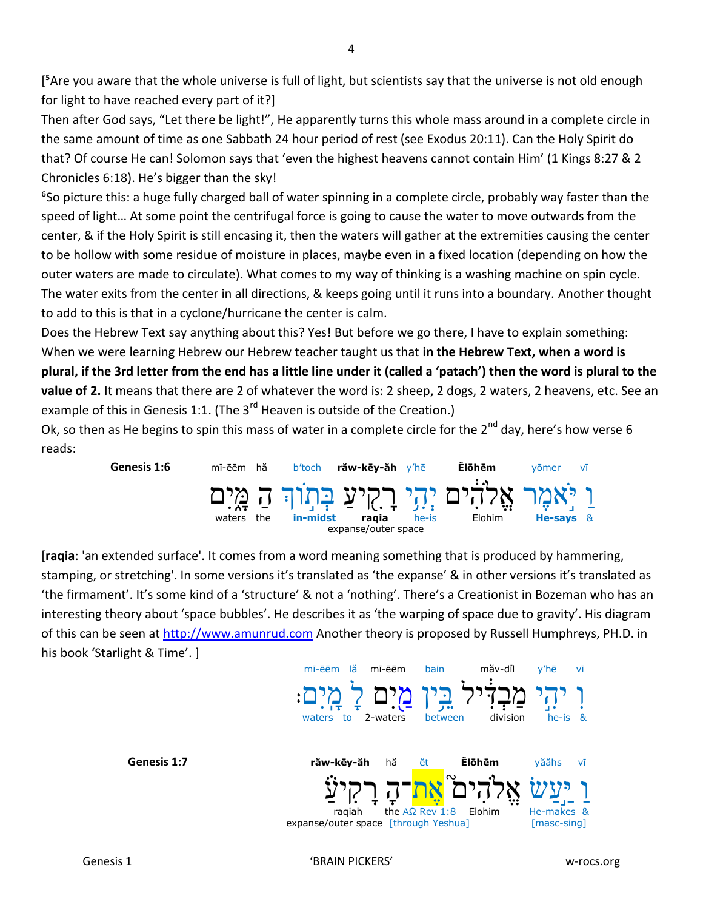[5Are you aware that the whole universe is full of light, but scientists say that the universe is not old enough for light to have reached every part of it?]

Then after God says, "Let there be light!", He apparently turns this whole mass around in a complete circle in the same amount of time as one Sabbath 24 hour period of rest (see Exodus 20:11). Can the Holy Spirit do that? Of course He can! Solomon says that 'even the highest heavens cannot contain Him' (1 Kings 8:27 & 2 Chronicles 6:18). He's bigger than the sky!

6So picture this: a huge fully charged ball of water spinning in a complete circle, probably way faster than the speed of light… At some point the centrifugal force is going to cause the water to move outwards from the center, & if the Holy Spirit is still encasing it, then the waters will gather at the extremities causing the center to be hollow with some residue of moisture in places, maybe even in a fixed location (depending on how the outer waters are made to circulate). What comes to my way of thinking is a washing machine on spin cycle. The water exits from the center in all directions, & keeps going until it runs into a boundary. Another thought to add to this is that in a cyclone/hurricane the center is calm.

Does the Hebrew Text say anything about this? Yes! But before we go there, I have to explain something: When we were learning Hebrew our Hebrew teacher taught us that **in the Hebrew Text, when a word is plural, if the 3rd letter from the end has a little line under it (called a 'patach') then the word is plural to the value of 2.** It means that there are 2 of whatever the word is: 2 sheep, 2 dogs, 2 waters, 2 heavens, etc. See an example of this in Genesis 1:1. (The 3rd Heaven is outside of the Creation.)

Ok, so then as He begins to spin this mass of water in a complete circle for the 2nd day, here's how verse 6 reads:

**Genesis 1:6**

| mī-ēēm | hă | b'toch | **răw-kēy-ăh** | y'hē | **Ĕlōhēm** | yōmer | vī |
|---|---|---|---|---|---|---|---|
| מָּיִם | הַ | בְּתוֹךְ | רָקִיעַ | יְהִי | אֱלֹהִים | יֹּאמֶר | וַ |
| waters | the | **in-midst** | **raqia** expanse/outer space | he-is | Elohim | **He-says** | & |

[**raqia**: 'an extended surface'. It comes from a word meaning something that is produced by hammering, stamping, or stretching'. In some versions it's translated as 'the expanse' & in other versions it's translated as 'the firmament'. It's some kind of a 'structure' & not a 'nothing'. There's a Creationist in Bozeman who has an interesting theory about 'space bubbles'. He describes it as 'the warping of space due to gravity'. His diagram of this can be seen at http://www.amunrud.com Another theory is proposed by Russell Humphreys, PH.D. in his book 'Starlight & Time'. ]

| mī-ēēm | lă | mī-ēēm | bain | măv-dĭl | y'hē | vī |
|---|---|---|---|---|---|---|
| מָיִם׃ | לָ | מַיִם | בֵּין | מַבְדִּיל | יְהִי | וִ |
| waters | to | 2-waters | between | division | he-is | & |

**Genesis 1:7**

| **răw-kēy-ăh** | hă | ĕt | **Ĕlōhēm** | yăăhs | vī |
|---|---|---|---|---|---|
| רָקִיעַ | הָ | אֶת־ | אֱלֹהִים | יַּעַשׂ | וַ |
| raqiah expanse/outer space | the | AΩ Rev 1:8 [through Yeshua] | Elohim | He-makes [masc-sing] | & |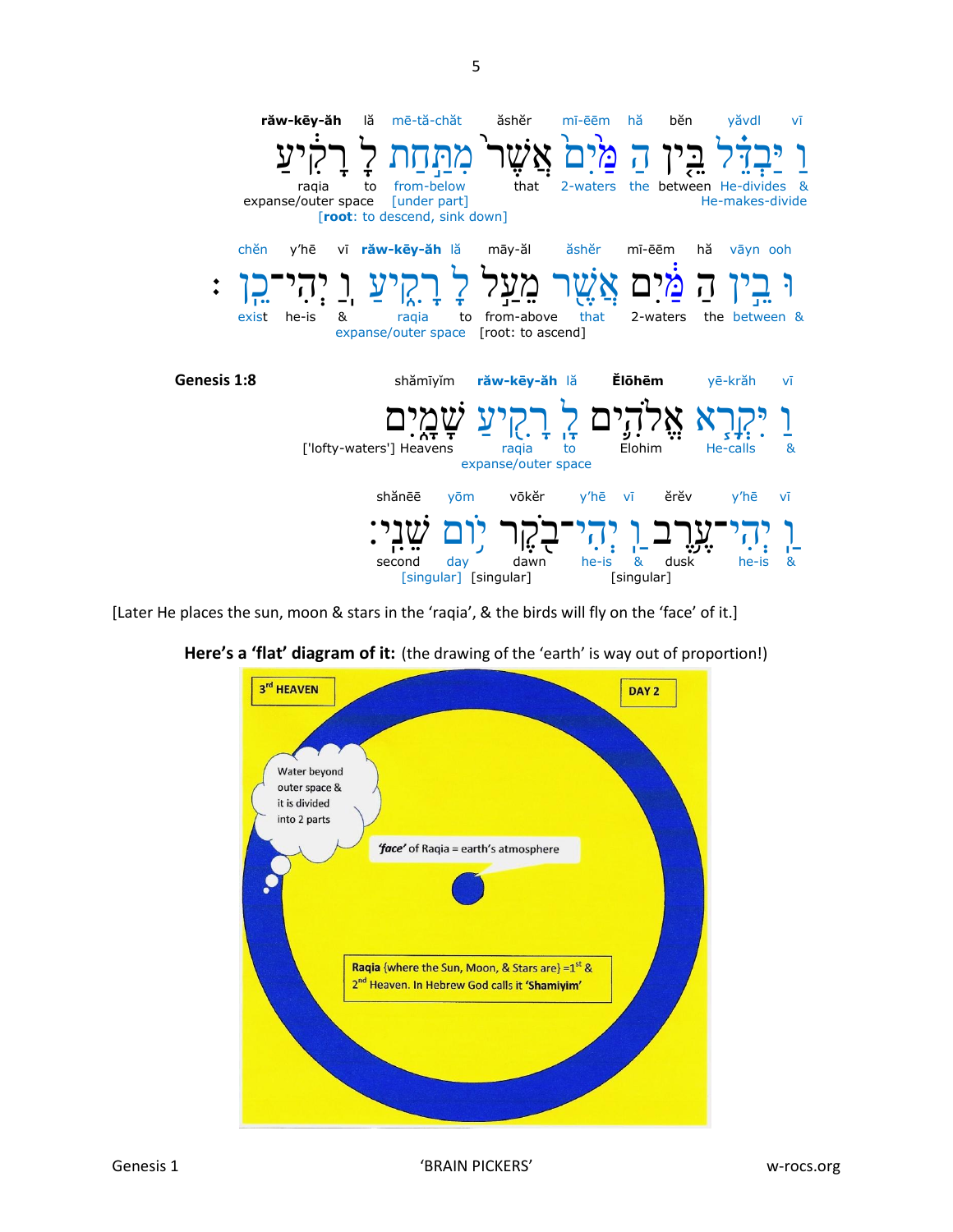răw-kēy-ăh | lă | mē-tă-chăt | ăshĕr | mī-ēēm | hă | bĕn | yăvdl | vī

וַ יַּבְדֵּל בֵּין הַ מַּיִם אֲשֶׁר מִתַּחַת לָ רָקִיעַ

raqia expanse/outer space | to | from-below [under part] [root: to descend, sink down] | that | 2-waters | the | between | He-divides He-makes-divide | &

chĕn | y'hē | vī | răw-kēy-ăh | lă | māy-ăl | ăshĕr | mī-ēēm | hă | vāyn | ooh

וּ בֵין הַ מַּיִם אֲשֶׁר מֵעַל לָ רָקִיעַ וַ יְהִי־כֵן׃

exist | he-is | & | raqia expanse/outer space | to | from-above [root: to ascend] | that | 2-waters | the | between | &

**Genesis 1:8**

shămīyĭm | răw-kēy-ăh | lă | Ĕlōhēm | yē-krăh | vī

וַ יִּקְרָא אֱלֹהִים לָ רָקִיעַ שָׁמָיִם

['lofty-waters'] Heavens | raqia expanse/outer space | to | Elohim | He-calls | &

shănēē | yōm | vōkĕr | y'hē | vī | ĕrĕv | y'hē | vī

וַ יְהִי־עֶרֶב וַ יְהִי־בֹקֶר יוֹם שֵׁנִי׃

second | day [singular] | dawn [singular] | he-is | & | dusk [singular] | he-is | &

[Later He places the sun, moon & stars in the 'raqia', & the birds will fly on the 'face' of it.]

**Here's a 'flat' diagram of it:** (the drawing of the 'earth' is way out of proportion!)

3rd HEAVEN

DAY 2

Water beyond outer space & it is divided into 2 parts

*'face'* of Raqia = earth's atmosphere

Raqia {where the Sun, Moon, & Stars are} =1st & 2nd Heaven. In Hebrew God calls it **'Shamiyim'**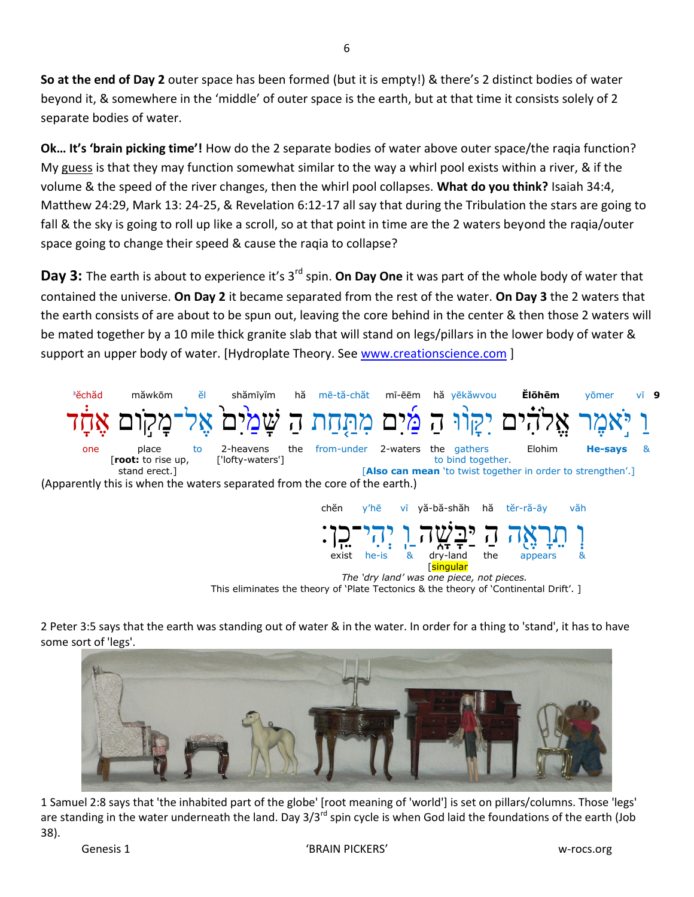**So at the end of Day 2** outer space has been formed (but it is empty!) & there's 2 distinct bodies of water beyond it, & somewhere in the 'middle' of outer space is the earth, but at that time it consists solely of 2 separate bodies of water.

**Ok… It's 'brain picking time'!** How do the 2 separate bodies of water above outer space/the raqia function? My guess is that they may function somewhat similar to the way a whirl pool exists within a river, & if the volume & the speed of the river changes, then the whirl pool collapses. **What do you think?** Isaiah 34:4, Matthew 24:29, Mark 13: 24-25, & Revelation 6:12-17 all say that during the Tribulation the stars are going to fall & the sky is going to roll up like a scroll, so at that point in time are the 2 waters beyond the raqia/outer space going to change their speed & cause the raqia to collapse?

**Day 3:** The earth is about to experience it's 3rd spin. **On Day One** it was part of the whole body of water that contained the universe. **On Day 2** it became separated from the rest of the water. **On Day 3** the 2 waters that the earth consists of are about to be spun out, leaving the core behind in the center & then those 2 waters will be mated together by a 10 mile thick granite slab that will stand on legs/pillars in the lower body of water & support an upper body of water. [Hydroplate Theory. See www.creationscience.com ]

**9** vī yōmer **Ĕlōhēm** hă yēkăwvou mī-ēēm mē-tă-chăt hă shămīyīm ĕl măwkōm ³ĕchăd

וַ יֹּאמֶר אֱלֹהִים יִקָּווּ הַ מַּיִם מִתַּחַת הַ שָּׁמַיִם אֶל־מָקוֹם אֶחָד

& **He-says** Elohim the gathers to bind together. 2-waters from-under the 2-heavens ['lofty-waters'] to place [**root:** to rise up, stand erect.] one

[**Also can mean** 'to twist together in order to strengthen'.]

(Apparently this is when the waters separated from the core of the earth.)

văh tĕr-ră-āy hă yă-bă-shăh vī y'hē chĕn

וְ תֵרָאֶה הַ יַּבָּשָׁה וַ יְהִי־כֵן׃

& appears the dry-land [singular] & he-is exist

*The 'dry land' was one piece, not pieces.*
This eliminates the theory of 'Plate Tectonics & the theory of 'Continental Drift'. ]

2 Peter 3:5 says that the earth was standing out of water & in the water. In order for a thing to 'stand', it has to have some sort of 'legs'.

1 Samuel 2:8 says that 'the inhabited part of the globe' [root meaning of 'world'] is set on pillars/columns. Those 'legs' are standing in the water underneath the land. Day 3/3rd spin cycle is when God laid the foundations of the earth (Job 38).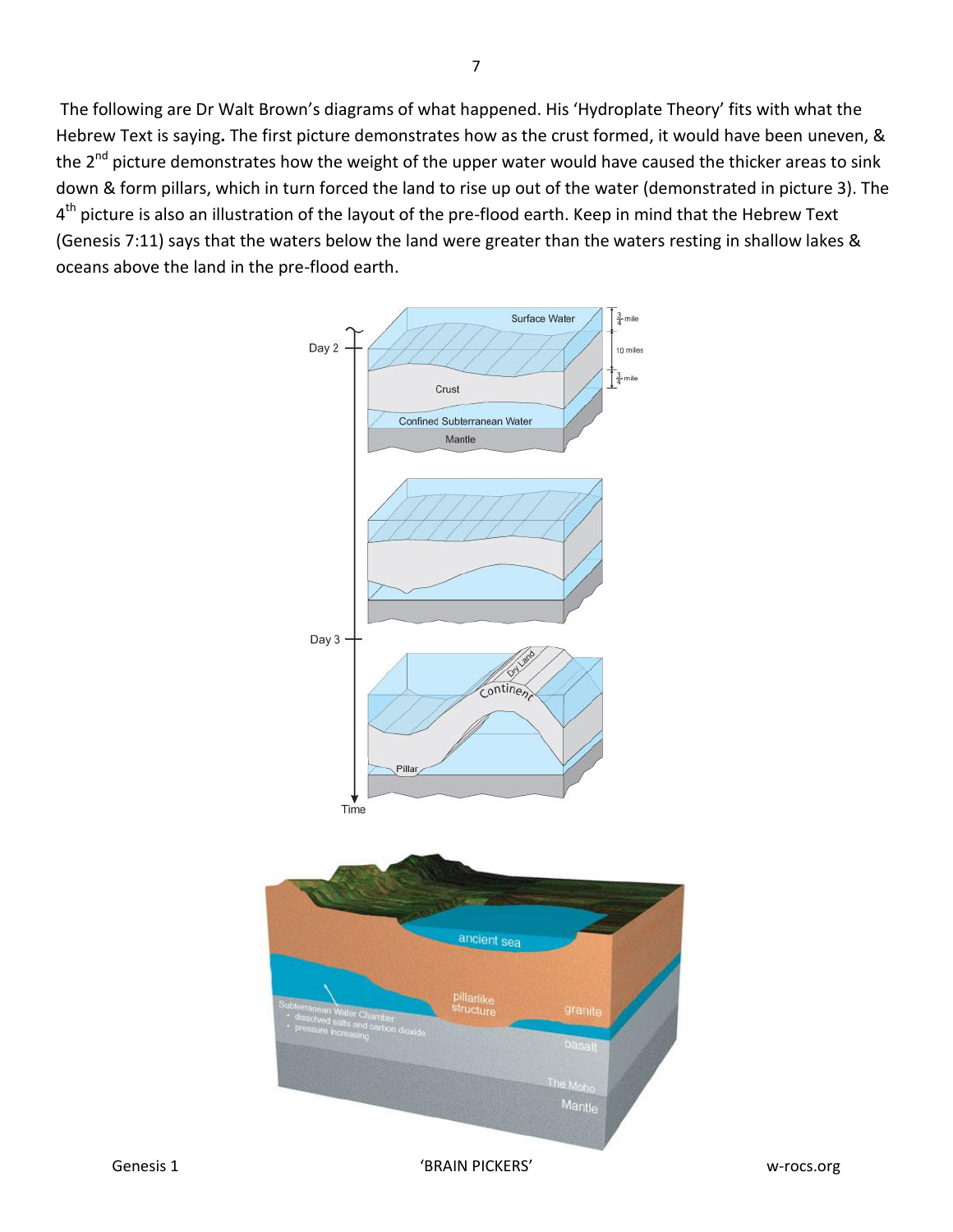The following are Dr Walt Brown's diagrams of what happened. His 'Hydroplate Theory' fits with what the Hebrew Text is saying**.** The first picture demonstrates how as the crust formed, it would have been uneven, & the 2nd picture demonstrates how the weight of the upper water would have caused the thicker areas to sink down & form pillars, which in turn forced the land to rise up out of the water (demonstrated in picture 3). The 4th picture is also an illustration of the layout of the pre-flood earth. Keep in mind that the Hebrew Text (Genesis 7:11) says that the waters below the land were greater than the waters resting in shallow lakes & oceans above the land in the pre-flood earth.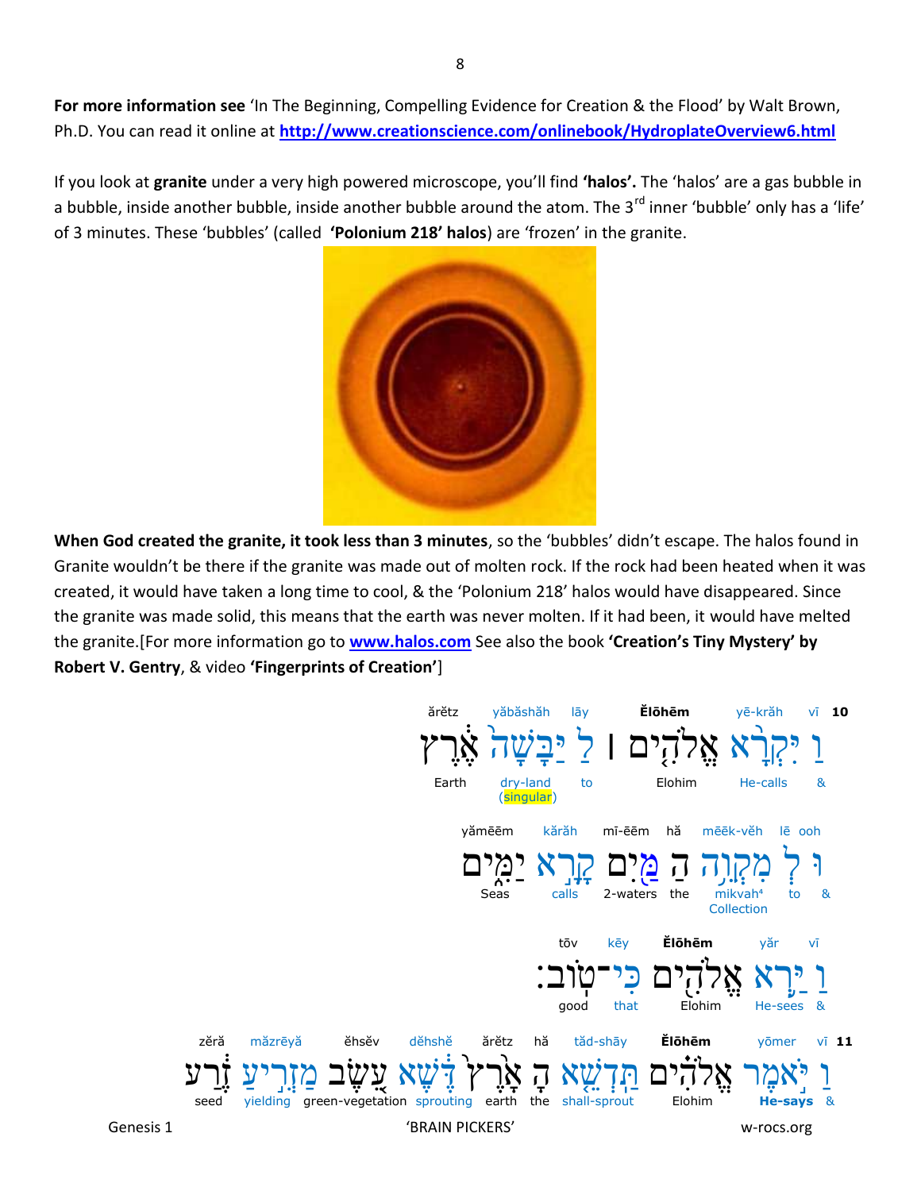**For more information see** 'In The Beginning, Compelling Evidence for Creation & the Flood' by Walt Brown, Ph.D. You can read it online at **http://www.creationscience.com/onlinebook/HydroplateOverview6.html**

If you look at **granite** under a very high powered microscope, you'll find **'halos'.** The 'halos' are a gas bubble in a bubble, inside another bubble, inside another bubble around the atom. The 3rd inner 'bubble' only has a 'life' of 3 minutes. These 'bubbles' (called **'Polonium 218' halos**) are 'frozen' in the granite.

**When God created the granite, it took less than 3 minutes**, so the 'bubbles' didn't escape. The halos found in Granite wouldn't be there if the granite was made out of molten rock. If the rock had been heated when it was created, it would have taken a long time to cool, & the 'Polonium 218' halos would have disappeared. Since the granite was made solid, this means that the earth was never molten. If it had been, it would have melted the granite.[For more information go to **www.halos.com** See also the book **'Creation's Tiny Mystery' by Robert V. Gentry**, & video **'Fingerprints of Creation'**]

**10** vī yē-krăh **Ĕlōhēm** lāy yăbāshăh ărĕtz

וַ יִּקְרָא אֱלֹהִים ׀ לַ יַּבָּשָׁה אֶרֶץ

& He-calls Elohim to dry-land (singular) Earth

ooh lē mēēk-vĕh hă mī-ēēm kărăh yămēēm

וּ לְ מִקְוֵה הַ מַּיִם קָרָא יַמִּים

& to mikvah[4] Collection the 2-waters calls Seas

vī yăr **Ĕlōhēm** kēy tōv

וַ יַּרְא אֱלֹהִים כִּי־טוֹב׃

& He-sees Elohim that good

**11** vī yōmer **Ĕlōhēm** tăd-shāy hă ărĕtz dĕhshĕ ĕhsĕv măzrēyă zĕră

וַ יֹּאמֶר אֱלֹהִים תַּדְשֵׁא הָ אָרֶץ דֶּשֶׁא עֵשֶׂב מַזְרִיעַ זֶרַע

& **He-says** Elohim shall-sprout the earth sprouting green-vegetation yielding seed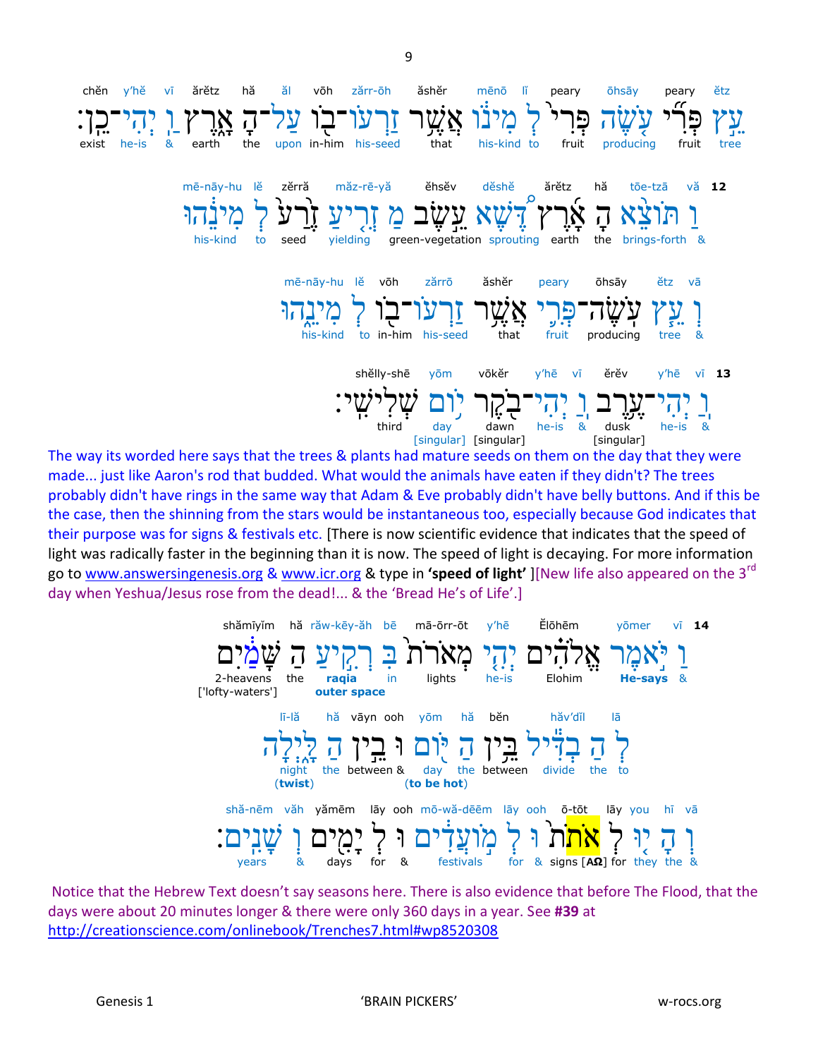chĕn y'hĕ vī ărĕtz hă ăl vōh zărr-ōh ăshĕr mēnō lī peary ōhsāy peary ĕtz

עֵ֣ץ פְּרִ֞י עֹ֤שֶׂה פְּרִי֙ לְ מִינ֔וֹ אֲשֶׁ֥ר זַרְעוֹ־ב֖וֹ עַל־הָ אָ֑רֶץ וַֽ יְהִי־כֵֽן׃

exist he-is & earth the upon in-him his-seed that his-kind to fruit producing fruit tree

**12** vă tōe-tzā hă ărĕtz dĕshĕ ĕhsĕv măz-rē-yă zĕrră lĕ mē-nāy-hu

וַ תּוֹצֵ֨א הָ אָ֜רֶץ דֶּ֠שֶׁא עֵ֣שֶׂב מַ זְרִ֤יעַ זֶ֙רַע֙ לְ מִינֵ֔הוּ

& brings-forth the earth sprouting green-vegetation yielding seed to his-kind

vă ĕtz ōhsāy peary ăshĕr zărrō vōh lĕ mē-nāy-hu

וְ עֵ֧ץ עֹֽשֶׂה־פְּרִ֛י אֲשֶׁ֥ר זַרְעוֹ־ב֖וֹ לְ מִינֵ֑הוּ

& tree producing fruit that his-seed in-him to his-kind

**13** vī y'hē ĕrĕv vī y'hē vōkĕr yōm shĕlly-shē

וַֽ יְהִי־עֶ֥רֶב וַֽ יְהִי־בֹ֖קֶר י֥וֹם שְׁלִישִֽׁי׃

& he-is dusk [singular] & he-is dawn [singular] day [singular] third

The way its worded here says that the trees & plants had mature seeds on them on the day that they were made... just like Aaron's rod that budded. What would the animals have eaten if they didn't? The trees probably didn't have rings in the same way that Adam & Eve probably didn't have belly buttons. And if this be the case, then the shinning from the stars would be instantaneous too, especially because God indicates that their purpose was for signs & festivals etc. [There is now scientific evidence that indicates that the speed of light was radically faster in the beginning than it is now. The speed of light is decaying. For more information go to www.answersingenesis.org & www.icr.org & type in **'speed of light'** ][New life also appeared on the 3rd day when Yeshua/Jesus rose from the dead!... & the 'Bread He's of Life'.]

**14** vī yōmer Ĕlōhēm y'hē mā-ōrr-ōt bē răw-kēy-ăh hă shămīyīm

וַ יֹּ֣אמֶר אֱלֹהִ֗ים יְהִ֤י מְאֹרֹת֙ בִּ רְקִ֣יעַ הַ שָּׁמַ֔יִם

& **He-says** Elohim he-is lights in **raqia** **outer space** the 2-heavens ['lofty-waters']

lā hăv'dīl hă bĕn hă yōm ooh vāyn hă lī-lă

לְ הַ בְדִּ֕יל בֵּ֥ין הַ יּ֖וֹם וּ בֵ֣ין הַ לָּ֑יְלָה

to the divide between the day (**to be hot**) & between the night (**twist**)

vă hī you lāy ō-tōt lāy ooh mō-wă-dēēm lāy ooh yămēm văh shă-nēm

וְ הָי֤וּ לְ אֹתֹת֙ וּ לְ מ֣וֹעֲדִ֔ים וּ לְ יָמִ֖ים וְ שָׁנִֽים׃

& the they for signs [ΑΩ] & for festivals & for days & years

Notice that the Hebrew Text doesn't say seasons here. There is also evidence that before The Flood, that the days were about 20 minutes longer & there were only 360 days in a year. See **#39** at http://creationscience.com/onlinebook/Trenches7.html#wp8520308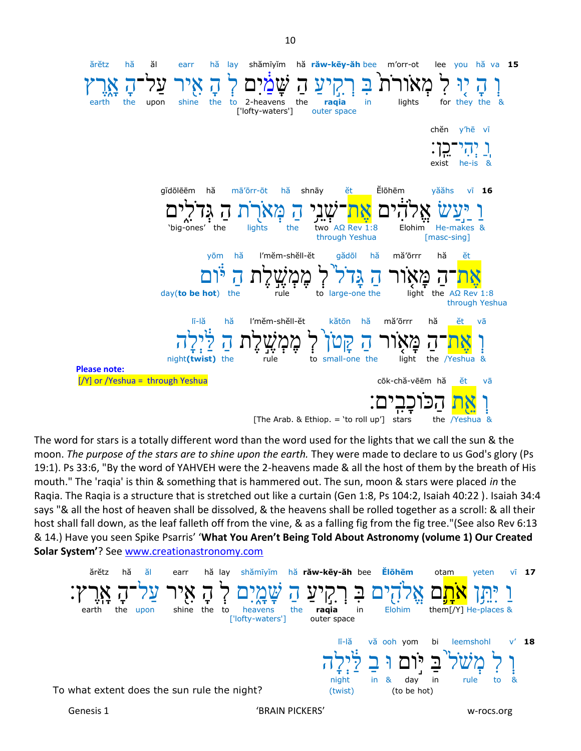**15** va hă you lee m'orr-ot bee **răw-kēy-ăh** hă shămīyīm lay hă earr ăl hă ărĕtz

וְ הָ יוּ לְ מְאוֹרֹת בִּ רְקִיעַ הַ שָּׁמַיִם לְ הָ אִיר עַל־הָ אָרֶץ

& the they for lights in **raqia** outer space the 2-heavens ['lofty-waters'] to the shine upon the earth

vī y'hē chĕn

וַ יְהִי־כֵן׃

& he-is exist

**16** vī yăăhs Ĕlōhēm ĕt shnāy hă mā'ŏrr-ōt hă gĭdōlēēm

וַ יַּעַשׂ אֱלֹהִים אֶת־שְׁנֵי הַ מְּאֹרֹת הַ גְּדֹלִים

& He-makes [masc-sing] Elohim AΩ Rev 1:8 through Yeshua two the lights the 'big-ones'

ĕt hă mă'ŏrr hă gădōl l'mĕm-shĕll-ĕt hă yōm

אֶת־הַ מָּאוֹר הַ גָּדֹל לְ מֶמְשֶׁלֶת הַ יּוֹם

AΩ Rev 1:8 through Yeshua the light the large-one to rule the day(**to be hot**)

vā ĕt hă mă'ŏrr hă kătōn l'mĕm-shĕll-ĕt hă lī-lă

וְ אֶת־הַ מָּאוֹר הַ קָּטֹן לְ מֶמְשֶׁלֶת הַ לַּיְלָה

& /Yeshua the light the small-one to rule the night(**twist**)

**Please note:**
[/Y] or /Yeshua = through Yeshua

vā ĕt hă cōk-chă-vēēm

וְ אֵת הַכּוֹכָבִים׃

& /Yeshua the stars [The Arab. & Ethiop. = 'to roll up']

The word for stars is a totally different word than the word used for the lights that we call the sun & the moon. *The purpose of the stars are to shine upon the earth.* They were made to declare to us God's glory (Ps 19:1). Ps 33:6, "By the word of YAHVEH were the 2-heavens made & all the host of them by the breath of His mouth." The 'raqia' is thin & something that is hammered out. The sun, moon & stars were placed *in* the Raqia. The Raqia is a structure that is stretched out like a curtain (Gen 1:8, Ps 104:2, Isaiah 40:22 ). Isaiah 34:4 says "& all the host of heaven shall be dissolved, & the heavens shall be rolled together as a scroll: & all their host shall fall down, as the leaf falleth off from the vine, & as a falling fig from the fig tree."(See also Rev 6:13 & 14.) Have you seen Spike Psarris' '**What You Aren't Being Told About Astronomy (volume 1) Our Created Solar System'**? See www.creationastronomy.com

**17** vī yeten otam **Ĕlōhēm** bee **răw-kēy-ăh** hă shămīyīm lay hă earr ăl hă ărĕtz

וַ יִּתֵּן אֹתָם אֱלֹהִים בִּ רְקִיעַ הַ שָּׁמָיִם לְ הָ אִיר עַל־הָ אָרֶץ׃

& He-places them[/Y] Elohim in **raqia** outer space the heavens ['lofty-waters'] to the shine the upon the earth

**18** v' leemshohl bi yom vă ooh lī-lă

וְ לִ מְשֹׁל בַּ יּוֹם וּ בַ לַּיְלָה

& to rule in day (to be hot) & in night (twist)

To what extent does the sun rule the night?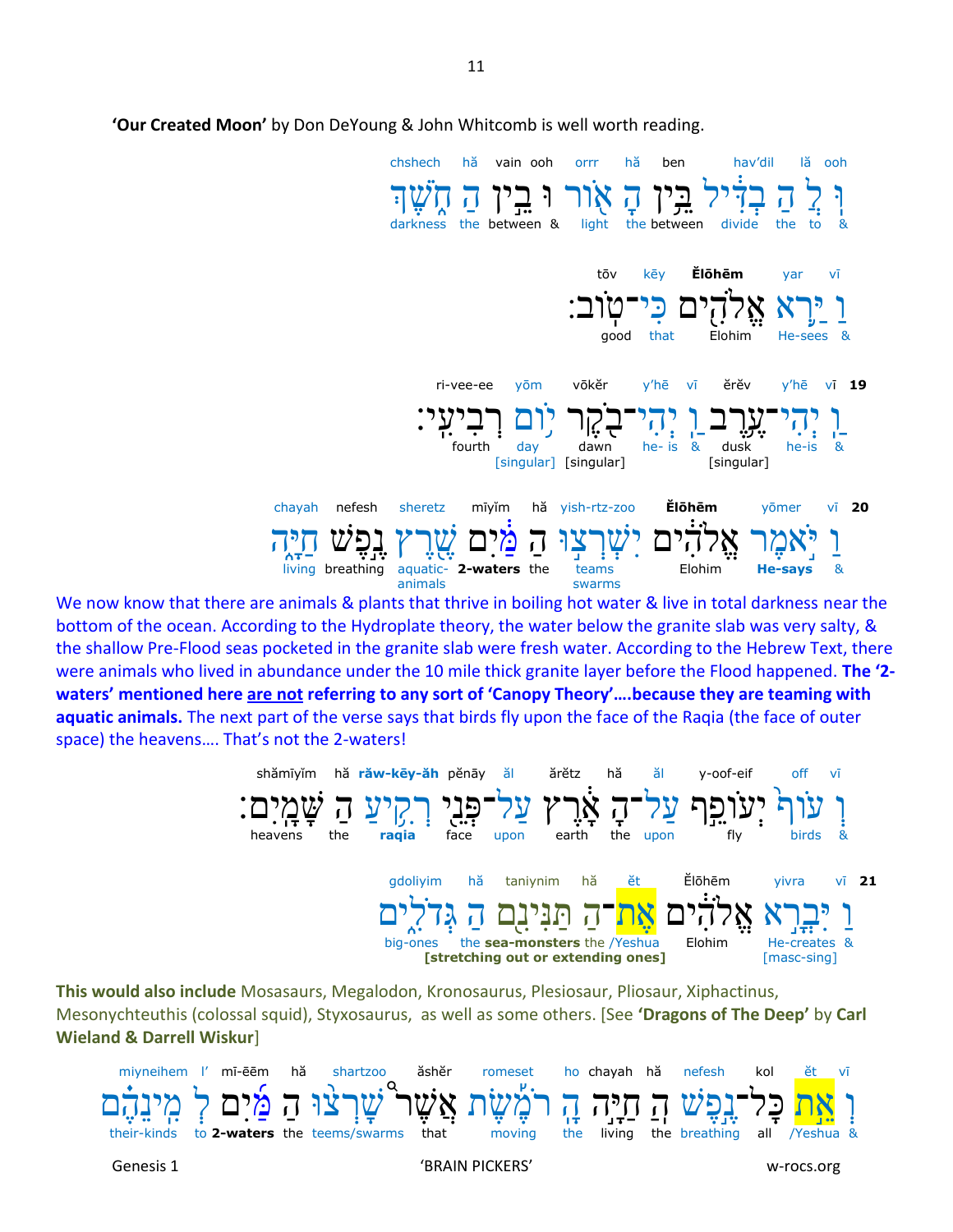**'Our Created Moon'** by Don DeYoung & John Whitcomb is well worth reading.

chshech hă vain ooh orrr hă ben hav'dil lă ooh

וְ לְ הַ בְדִּיל בֵּין הָ אוֹר וּ בֵין הַ חֹשֶׁךְ

darkness the between & light the between divide the to &

tōv kēy **Ělōhēm** yar vī

וַ יַּרְא אֱלֹהִים כִּי־טוֹב׃

good that Elohim He-sees &

ri-vee-ee yōm vōkĕr y'hē vī ĕrĕv y'hē vī **19**

וַ יְהִי־עֶרֶב וַ יְהִי־בֹקֶר יוֹם רְבִיעִי׃

fourth day [singular] dawn [singular] he- is & dusk [singular] he-is &

chayah nefesh sheretz mīyĭm hă yish-rtz-zoo **Ělōhēm** yōmer vī **20**

וַ יֹּאמֶר אֱלֹהִים יִשְׁרְצוּ הַ מַּיִם שֶׁרֶץ נֶפֶשׁ חַיָּה

living breathing aquatic-animals **2-waters** the teams swarms Elohim **He-says** &

We now know that there are animals & plants that thrive in boiling hot water & live in total darkness near the bottom of the ocean. According to the Hydroplate theory, the water below the granite slab was very salty, & the shallow Pre-Flood seas pocketed in the granite slab were fresh water. According to the Hebrew Text, there were animals who lived in abundance under the 10 mile thick granite layer before the Flood happened. **The '2-waters' mentioned here _are not_ referring to any sort of 'Canopy Theory'….because they are teaming with aquatic animals.** The next part of the verse says that birds fly upon the face of the Raqia (the face of outer space) the heavens…. That's not the 2-waters!

shămīyĭm hă **răw-kēy-ăh** pĕnāy ăl ărĕtz hă ăl y-oof-eif off vī

וְ עוֹף יְעוֹפֵף עַל־הָ אָרֶץ עַל־פְּנֵי רְקִיעַ הַ שָּׁמָיִם׃

heavens the **raqia** face upon earth the upon fly birds &

gdoliyim hă taniynim hă ĕt Ĕlōhēm yivra vī **21**

וַ יִּבְרָא אֱלֹהִים אֶת־הַ תַּנִּינִם הַ גְּדֹלִים

big-ones the **sea-monsters** the /Yeshua Elohim He-creates [masc-sing] &

**[stretching out or extending ones]**

**This would also include** Mosasaurs, Megalodon, Kronosaurus, Plesiosaur, Pliosaur, Xiphactinus, Mesonychteuthis (colossal squid), Styxosaurus, as well as some others. [See **'Dragons of The Deep'** by **Carl Wieland & Darrell Wiskur**]

miyneihem l' mī-ēēm hă shartzoo ăshĕr romeset ho chayah hă nefesh kol ĕt vī

וְ אֵת כָּל־נֶפֶשׁ הַ חַיָּה הָ רֹמֶשֶׂת אֲשֶׁר שָׁרְצוּ הַ מַּיִם לְ מִינֵהֶם

their-kinds to **2-waters** the teems/swarms that moving the living the breathing all /Yeshua &

Genesis 1 'BRAIN PICKERS' w-rocs.org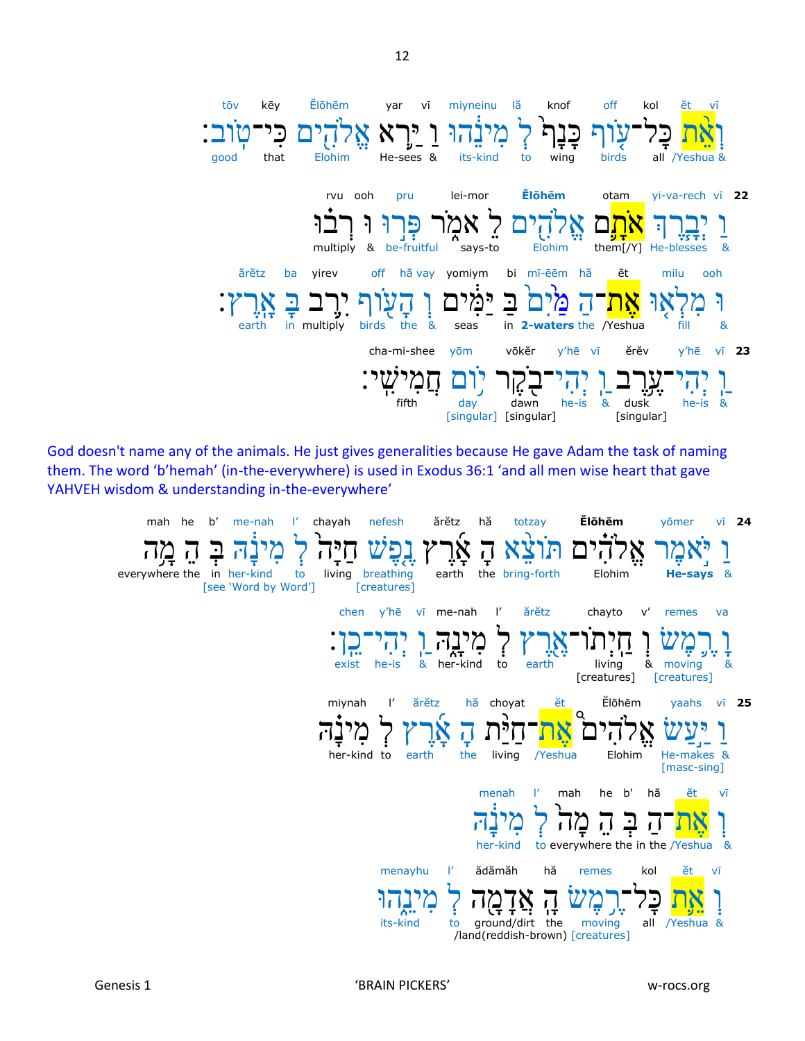tōv kēy Ĕlōhēm yar vī miyneinu lă knof off kol ĕt vī

וְאֵת כָּל־עוֹף כָּנָף לְ מִינֵהוּ וַ יַּרְא אֱלֹהִים כִּי־טוֹב׃

good that Elohim He-sees & its-kind to wing birds all /Yeshua &

**22** vī yi-va-rech otam **Ĕlōhēm** lei-mor pru ooh rvu

וַ יְבָרֶךְ אֹתָם אֱלֹהִים לֵ אמֹר פְּרוּ וּ רְבוּ

& He-blesses them[/Y] Elohim says-to be-fruitful & multiply

ooh milu ĕt hă mī-ēēm bi yomiym hă vay off yirev ba ărĕtz

וּ מִלְאוּ אֶת־הַ מַּיִם בַּ יַּמִּים וְ הָעוֹף יִרֶב בָּ אָרֶץ׃

& fill /Yeshua the **2-waters** in seas & the birds multiply in earth

**23** vī y'hē ĕrĕv vī y'hē vōkĕr yōm cha-mi-shee

וַ יְהִי־עֶרֶב וַ יְהִי־בֹקֶר יוֹם חֲמִישִׁי׃

& he-is dusk [singular] & he-is dawn [singular] day [singular] fifth

God doesn't name any of the animals. He just gives generalities because He gave Adam the task of naming them. The word 'b'hemah' (in-the-everywhere) is used in Exodus 36:1 'and all men wise heart that gave YAHVEH wisdom & understanding in-the-everywhere'

**24** vī yōmer **Ĕlōhēm** totzay hă ărĕtz nefesh chayah l' me-nah b' he mah

וַ יֹּאמֶר אֱלֹהִים תּוֹצֵא הָ אָרֶץ נֶפֶשׁ חַיָּה לְ מִינָהּ בְּ הֵ מָה

& **He-says** Elohim bring-forth the earth breathing [creatures] living to her-kind [see 'Word by Word'] in the everywhere

va remes v' chayto ărĕtz l' me-nah vī y'hē chen

וָ רֶמֶשׂ וְ חַיְתוֹ־אֶרֶץ לְ מִינָהּ וַ יְהִי־כֵן׃

& moving [creatures] & living [creatures] earth to her-kind & he-is exist

**25** vī yaahs Ĕlōhēm ĕt hă choyat ărĕtz l' miynah

וַ יַּעַשׂ אֱלֹהִים אֶת־חַיַּת הָ אָרֶץ לְ מִינָהּ

& He-makes [masc-sing] Elohim /Yeshua living the earth to her-kind

vī ĕt hă b' he mah l' menah

וְ אֶת־הַ בְּ הֵ מָה לְ מִינָהּ

& /Yeshua the in the everywhere to her-kind

vī ĕt kol remes hă ădămăh l' menayhu

וְ אֵת כָּל־רֶמֶשׂ הָ אֲדָמָה לְ מִינֵהוּ

& /Yeshua all moving [creatures] the ground/dirt /land(reddish-brown) to its-kind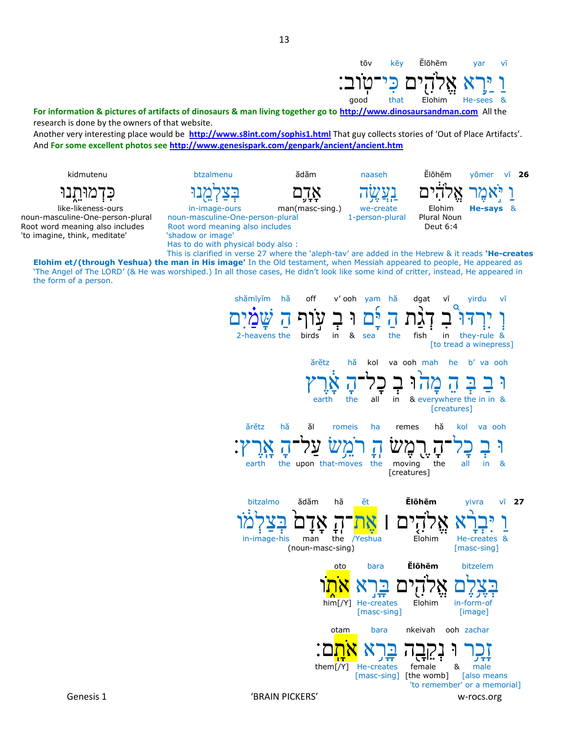vī yar Ĕlōhēm kēy tōv

וַ יַּ֥רְא אֱלֹהִ֖ים כִּי־טֽוֹב׃

& He-sees Elohim that good

**For information & pictures of artifacts of dinosaurs & man living together go to http://www.dinosaursandman.com** All the research is done by the owners of that website.

Another very interesting place would be **http://www.s8int.com/sophis1.html** That guy collects stories of 'Out of Place Artifacts'.

And **For some excellent photos see http://www.genesispark.com/genpark/ancient/ancient.htm**

**26** vī yōmer Ĕlōhēm naaseh ădăm btzalmenu kidmutenu

וַ יֹּ֣אמֶר אֱלֹהִ֔ים נַֽעֲשֶׂ֥ה אָדָ֛ם בְּצַלְמֵ֖נוּ כִּדְמוּתֵ֑נוּ

& **He-says** Elohim (Plural Noun, Deut 6:4) we-create (1-person-plural) man(masc-sing.) in-image-ours (noun-masculine-One-person-plural; Root word meaning also includes 'shadow or image'; Has to do with physical body also :) like-likeness-ours (noun-masculine-One-person-plural; Root word meaning also includes 'to imagine, think, meditate')

This is clarified in verse 27 where the 'aleph-tav' are added in the Hebrew & it reads **'He-creates Elohim et/(through Yeshua) the man in His image'** In the Old testament, when Messiah appeared to people, He appeared as 'The Angel of The LORD' (& He was worshiped.) In all those cases, He didn't look like some kind of critter, instead, He appeared in the form of a person.

vī yirdu vī dgat hă yam v' ooh off hă shămīyīm

וְ יִרְדּוּ֩ בִ דְגַ֨ת הַ יָּ֜ם וּ בְ ע֣וֹף הַ שָּׁמַ֗יִם

& they-rule [to tread a winepress] in fish the sea & in birds the 2-heavens

b' va ooh he mah kol hă ărĕtz

וּ בַ בְּ הֵ מָה֙ וּ בְ כָל־הָ אָ֔רֶץ

& in in the everywhere [creatures] & in all the earth

va ooh kol hă remes ha romeis ăl hă ărĕtz

וּ בְ כָל־הָ רֶ֖מֶשׂ הָ רֹמֵ֥שׂ עַל־הָ אָֽרֶץ׃

& in all the moving [creatures] the that-moves upon the earth

**27** vī yivra **Ĕlōhēm** ĕt hă ădăm bitzalmo

וַ יִּבְרָ֨א אֱלֹהִ֤ים ׀ אֶת־הָֽ אָדָם֙ בְּצַלְמ֔וֹ

& He-creates [masc-sing] Elohim /Yeshua the man (noun-masc-sing) in-image-his

bitzelem **Ĕlōhēm** bara oto

בְּצֶ֥לֶם אֱלֹהִ֖ים בָּרָ֣א אֹת֑וֹ

in-form-of [image] Elohim He-creates [masc-sing] him[/Y]

zachar ooh nkeivah bara otam

זָכָ֥ר וּ נְקֵבָ֖ה בָּרָ֥א אֹתָֽם׃

male [also means 'to remember' or a memorial] & female [the womb] He-creates [masc-sing] them[/Y]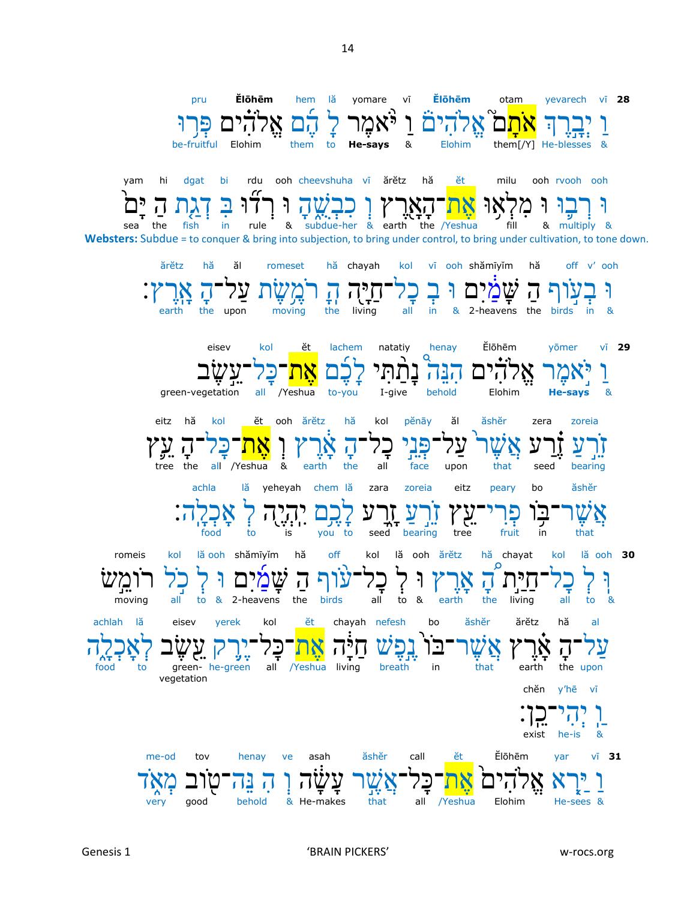**28** vī yevarech otam Ělōhēm vī yomare lă hem Ělōhēm pru

וַ יְבָרֶךְ אֹתָם֮ אֱלֹהִים֒ וַ יֹּאמֶר לָ הֶם אֱלֹהִים פְּרוּ

& He-blesses them[/Y] Elohim & **He-says** to them Elohim be-fruitful

ooh rvooh ooh milu ĕt hă ărĕtz vī cheevshuha ooh rdu bi dgat hi yam

וּ רְבוּ וּ מִלְאוּ אֶת־הָאָרֶץ וְ כִבְשֻׁהָ וּ רְדוּ בִּ דְגַת הַ יָּם

& multiply & fill /Yeshua the earth & subdue-her & rule in fish the sea

**Websters:** Subdue = to conquer & bring into subjection, to bring under control, to bring under cultivation, to tone down.

ooh v' off hă shămīyīm ooh vī kol chayah hă romeset ăl hă ărĕtz

וּ בְעוֹף הַ שָּׁמַיִם וּ בְ כָל־חַיָּה הָ רֹמֶשֶׂת עַל־הָ אָרֶץ׃

& in birds the 2-heavens & in all living the moving upon the earth

**29** vī yōmer Ělōhēm henay natatiy lachem ĕt kol eisev

וַ יֹּאמֶר אֱלֹהִים הִנֵּה נָתַתִּי לָכֶם אֶת־כָּל־עֵשֶׂב

& **He-says** Elohim behold I-give to-you /Yeshua all green-vegetation

zoreia zera ăshĕr ăl pĕnāy kol hă ărĕtz ooh ĕt kol hă eitz

זֹרֵעַ זֶרַע אֲשֶׁר עַל־פְּנֵי כָל־הָ אָרֶץ וְ אֶת־כָּל־הָ עֵץ

bearing seed that upon face all the earth & /Yeshua all the tree

ăshĕr bo peary eitz zoreia zara lă chem yeheyah lă achla

אֲשֶׁר־בּוֹ פְרִי־עֵץ זֹרֵעַ זָרַע לָ כֶם יִהְיֶה לְ אָכְלָה׃

that in fruit tree bearing seed to you is to food

**30** lă ooh kol chayat hă ărĕtz lă ooh kol off hă shămīyīm lă ooh kol romeis

וּ לְ כָל־חַיַּת הָ אָרֶץ וּ לְ כָל־עוֹף הַ שָּׁמַיִם וּ לְ כֹל רוֹמֵשׂ

& to all living the earth & to all birds the 2-heavens & to all moving

al hă ărĕtz ăshĕr bo nefesh chayah ĕt kol yerek eisev lă achlah

עַל־הָ אָרֶץ אֲשֶׁר־בּוֹ נֶפֶשׁ חַיָּה אֶת־כָּל־יֶרֶק עֵשֶׂב לְ אָכְלָה

upon the earth that in breath living /Yeshua all he-green green-vegetation to food

vī y'hē chĕn

וַ יְהִי־כֵן׃

& he-is exist

**31** vī yar Ělōhēm ĕt call ăshĕr asah ve henay tov me-od

וַ יַּרְא אֱלֹהִים אֶת־כָּל־אֲשֶׁר עָשָׂה וְ הִנֵּה־טוֹב מְאֹד

& He-sees Elohim /Yeshua all that He-makes & behold good very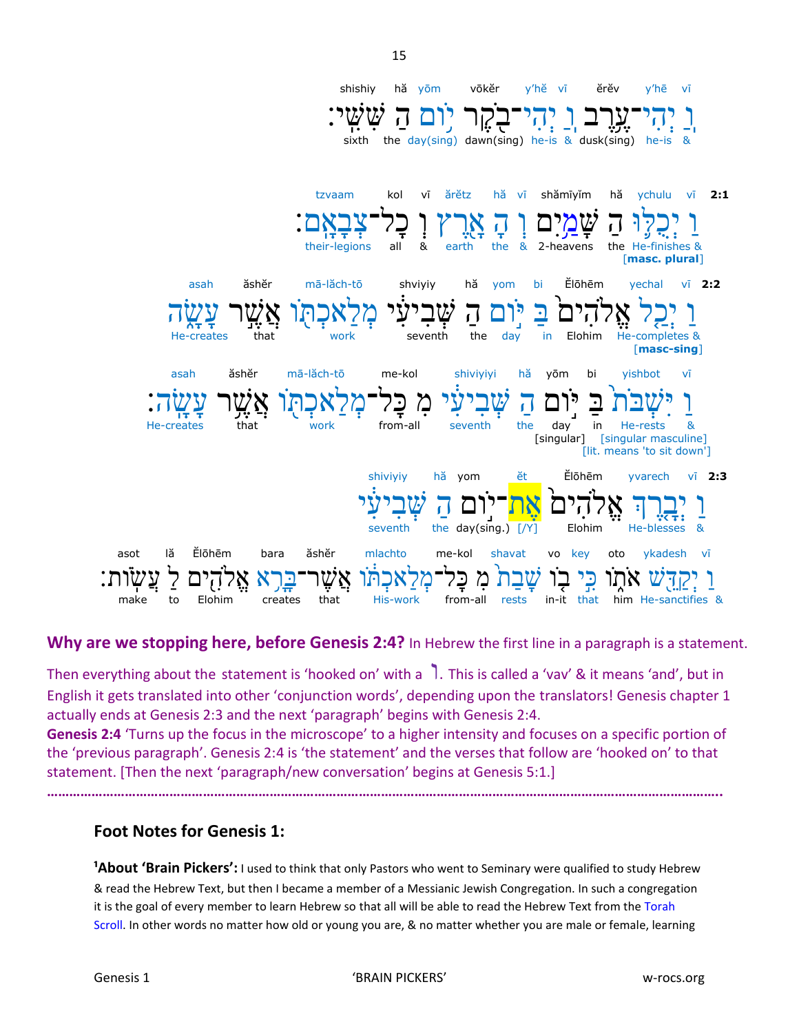shishiy hă yōm vōkĕr y'hĕ vī ĕrĕv y'hĕ vī

וַ יְהִי־עֶרֶב וַ יְהִי־בֹקֶר יוֹם הַ שִּׁשִּׁי׃

sixth the day(sing) dawn(sing) he-is & dusk(sing) he-is &

**2:1** tzvaam kol vī ărĕtz hă vī shămīyĭm hă ychulu vī

וַ יְכֻלּוּ הַ שָּׁמַיִם וְ הָ אָרֶץ וְ כָל־צְבָאָם׃

their-legions all & earth the & 2-heavens the He-finishes & **[masc. plural]**

**2:2** asah ăshĕr mā-lăch-tō shviyiy hă yom bi Ĕlōhēm yechal vī

וַ יְכַל אֱלֹהִים בַּ יּוֹם הַ שְּׁבִיעִי מְלַאכְתּוֹ אֲשֶׁר עָשָׂה

He-creates that work seventh the day in Elohim He-completes & **[masc-sing]**

asah ăshĕr mā-lăch-tō me-kol shiviyiyi hă yōm bi yishbot vī

וַ יִּשְׁבֹּת בַּ יּוֹם הַ שְּׁבִיעִי מִ כָּל־מְלַאכְתּוֹ אֲשֶׁר עָשָׂה׃

He-creates that work from-all seventh the day [singular] in He-rests [singular masculine] [lit. means 'to sit down'] &

**2:3** shiviyiy hă yom ĕt Ĕlōhēm yvarech vī

וַ יְבָרֶךְ אֱלֹהִים אֶת־יוֹם הַ שְּׁבִיעִי

seventh the day(sing.) [/Y] Elohim He-blesses &

asot lă Ĕlōhēm bara ăshĕr mlachto me-kol shavat vo key oto ykadesh vī

וַ יְקַדֵּשׁ אֹתוֹ כִּי בוֹ שָׁבַת מִ כָּל־מְלַאכְתּוֹ אֲשֶׁר־בָּרָא אֱלֹהִים לַ עֲשׂוֹת׃

make to Elohim creates that His-work from-all rests in-it that him He-sanctifies &

**Why are we stopping here, before Genesis 2:4?** In Hebrew the first line in a paragraph is a statement. Then everything about the statement is 'hooked on' with a ו. This is called a 'vav' & it means 'and', but in English it gets translated into other 'conjunction words', depending upon the translators! Genesis chapter 1 actually ends at Genesis 2:3 and the next 'paragraph' begins with Genesis 2:4.

**Genesis 2:4** 'Turns up the focus in the microscope' to a higher intensity and focuses on a specific portion of the 'previous paragraph'. Genesis 2:4 is 'the statement' and the verses that follow are 'hooked on' to that statement. [Then the next 'paragraph/new conversation' begins at Genesis 5:1.]

---

## Foot Notes for Genesis 1:

[1]**About 'Brain Pickers':** I used to think that only Pastors who went to Seminary were qualified to study Hebrew & read the Hebrew Text, but then I became a member of a Messianic Jewish Congregation. In such a congregation it is the goal of every member to learn Hebrew so that all will be able to read the Hebrew Text from the Torah Scroll. In other words no matter how old or young you are, & no matter whether you are male or female, learning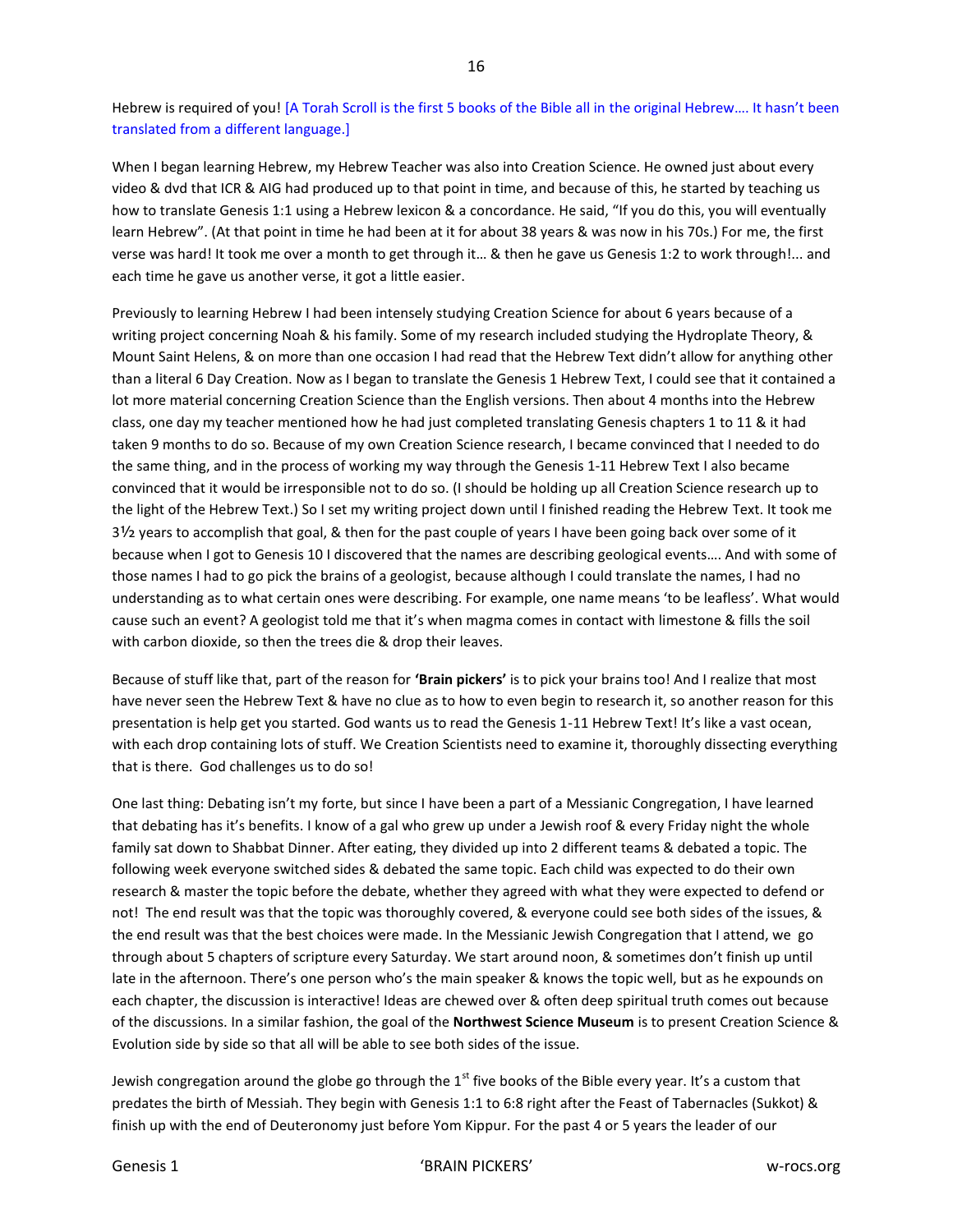Hebrew is required of you! [A Torah Scroll is the first 5 books of the Bible all in the original Hebrew…. It hasn't been translated from a different language.]

When I began learning Hebrew, my Hebrew Teacher was also into Creation Science. He owned just about every video & dvd that ICR & AIG had produced up to that point in time, and because of this, he started by teaching us how to translate Genesis 1:1 using a Hebrew lexicon & a concordance. He said, "If you do this, you will eventually learn Hebrew". (At that point in time he had been at it for about 38 years & was now in his 70s.) For me, the first verse was hard! It took me over a month to get through it… & then he gave us Genesis 1:2 to work through!... and each time he gave us another verse, it got a little easier.

Previously to learning Hebrew I had been intensely studying Creation Science for about 6 years because of a writing project concerning Noah & his family. Some of my research included studying the Hydroplate Theory, & Mount Saint Helens, & on more than one occasion I had read that the Hebrew Text didn't allow for anything other than a literal 6 Day Creation. Now as I began to translate the Genesis 1 Hebrew Text, I could see that it contained a lot more material concerning Creation Science than the English versions. Then about 4 months into the Hebrew class, one day my teacher mentioned how he had just completed translating Genesis chapters 1 to 11 & it had taken 9 months to do so. Because of my own Creation Science research, I became convinced that I needed to do the same thing, and in the process of working my way through the Genesis 1-11 Hebrew Text I also became convinced that it would be irresponsible not to do so. (I should be holding up all Creation Science research up to the light of the Hebrew Text.) So I set my writing project down until I finished reading the Hebrew Text. It took me 3½ years to accomplish that goal, & then for the past couple of years I have been going back over some of it because when I got to Genesis 10 I discovered that the names are describing geological events…. And with some of those names I had to go pick the brains of a geologist, because although I could translate the names, I had no understanding as to what certain ones were describing. For example, one name means 'to be leafless'. What would cause such an event? A geologist told me that it's when magma comes in contact with limestone & fills the soil with carbon dioxide, so then the trees die & drop their leaves.

Because of stuff like that, part of the reason for **'Brain pickers'** is to pick your brains too! And I realize that most have never seen the Hebrew Text & have no clue as to how to even begin to research it, so another reason for this presentation is help get you started. God wants us to read the Genesis 1-11 Hebrew Text! It's like a vast ocean, with each drop containing lots of stuff. We Creation Scientists need to examine it, thoroughly dissecting everything that is there. God challenges us to do so!

One last thing: Debating isn't my forte, but since I have been a part of a Messianic Congregation, I have learned that debating has it's benefits. I know of a gal who grew up under a Jewish roof & every Friday night the whole family sat down to Shabbat Dinner. After eating, they divided up into 2 different teams & debated a topic. The following week everyone switched sides & debated the same topic. Each child was expected to do their own research & master the topic before the debate, whether they agreed with what they were expected to defend or not! The end result was that the topic was thoroughly covered, & everyone could see both sides of the issues, & the end result was that the best choices were made. In the Messianic Jewish Congregation that I attend, we go through about 5 chapters of scripture every Saturday. We start around noon, & sometimes don't finish up until late in the afternoon. There's one person who's the main speaker & knows the topic well, but as he expounds on each chapter, the discussion is interactive! Ideas are chewed over & often deep spiritual truth comes out because of the discussions. In a similar fashion, the goal of the **Northwest Science Museum** is to present Creation Science & Evolution side by side so that all will be able to see both sides of the issue.

Jewish congregation around the globe go through the 1st five books of the Bible every year. It's a custom that predates the birth of Messiah. They begin with Genesis 1:1 to 6:8 right after the Feast of Tabernacles (Sukkot) & finish up with the end of Deuteronomy just before Yom Kippur. For the past 4 or 5 years the leader of our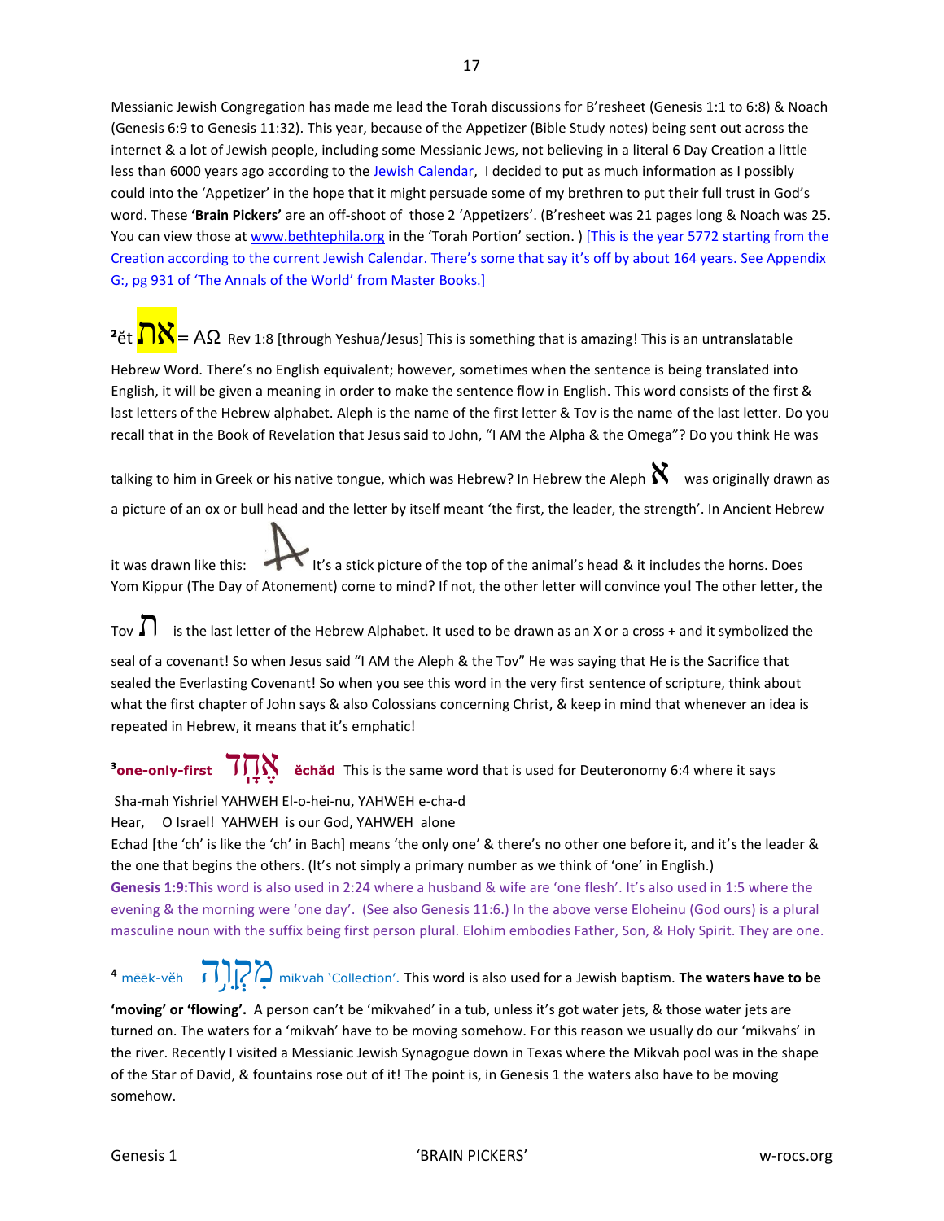Messianic Jewish Congregation has made me lead the Torah discussions for B'resheet (Genesis 1:1 to 6:8) & Noach (Genesis 6:9 to Genesis 11:32). This year, because of the Appetizer (Bible Study notes) being sent out across the internet & a lot of Jewish people, including some Messianic Jews, not believing in a literal 6 Day Creation a little less than 6000 years ago according to the Jewish Calendar, I decided to put as much information as I possibly could into the 'Appetizer' in the hope that it might persuade some of my brethren to put their full trust in God's word. These **'Brain Pickers'** are an off-shoot of those 2 'Appetizers'. (B'resheet was 21 pages long & Noach was 25. You can view those at www.bethtephila.org in the 'Torah Portion' section. ) [This is the year 5772 starting from the Creation according to the current Jewish Calendar. There's some that say it's off by about 164 years. See Appendix G:, pg 931 of 'The Annals of the World' from Master Books.]

[2]ĕt את = AΩ Rev 1:8 [through Yeshua/Jesus] This is something that is amazing! This is an untranslatable Hebrew Word. There's no English equivalent; however, sometimes when the sentence is being translated into English, it will be given a meaning in order to make the sentence flow in English. This word consists of the first & last letters of the Hebrew alphabet. Aleph is the name of the first letter & Tov is the name of the last letter. Do you recall that in the Book of Revelation that Jesus said to John, "I AM the Alpha & the Omega"? Do you think He was talking to him in Greek or his native tongue, which was Hebrew? In Hebrew the Aleph א was originally drawn as a picture of an ox or bull head and the letter by itself meant 'the first, the leader, the strength'. In Ancient Hebrew it was drawn like this: It's a stick picture of the top of the animal's head & it includes the horns. Does Yom Kippur (The Day of Atonement) come to mind? If not, the other letter will convince you! The other letter, the Tov ת is the last letter of the Hebrew Alphabet. It used to be drawn as an X or a cross + and it symbolized the seal of a covenant! So when Jesus said "I AM the Aleph & the Tov" He was saying that He is the Sacrifice that sealed the Everlasting Covenant! So when you see this word in the very first sentence of scripture, think about what the first chapter of John says & also Colossians concerning Christ, & keep in mind that whenever an idea is repeated in Hebrew, it means that it's emphatic!

[3]**one-only-first** אֶחָד **ĕchăd** This is the same word that is used for Deuteronomy 6:4 where it says

Sha-mah Yishriel YAHWEH El-o-hei-nu, YAHWEH e-cha-d
Hear, O Israel! YAHWEH is our God, YAHWEH alone

Echad [the 'ch' is like the 'ch' in Bach] means 'the only one' & there's no other one before it, and it's the leader & the one that begins the others. (It's not simply a primary number as we think of 'one' in English.)

**Genesis 1:9:**This word is also used in 2:24 where a husband & wife are 'one flesh'. It's also used in 1:5 where the evening & the morning were 'one day'. (See also Genesis 11:6.) In the above verse Eloheinu (God ours) is a plural masculine noun with the suffix being first person plural. Elohim embodies Father, Son, & Holy Spirit. They are one.

[4] mēēk-věh מִקְוָה mikvah 'Collection'. This word is also used for a Jewish baptism. **The waters have to be 'moving' or 'flowing'.** A person can't be 'mikvahed' in a tub, unless it's got water jets, & those water jets are turned on. The waters for a 'mikvah' have to be moving somehow. For this reason we usually do our 'mikvahs' in the river. Recently I visited a Messianic Jewish Synagogue down in Texas where the Mikvah pool was in the shape of the Star of David, & fountains rose out of it! The point is, in Genesis 1 the waters also have to be moving somehow.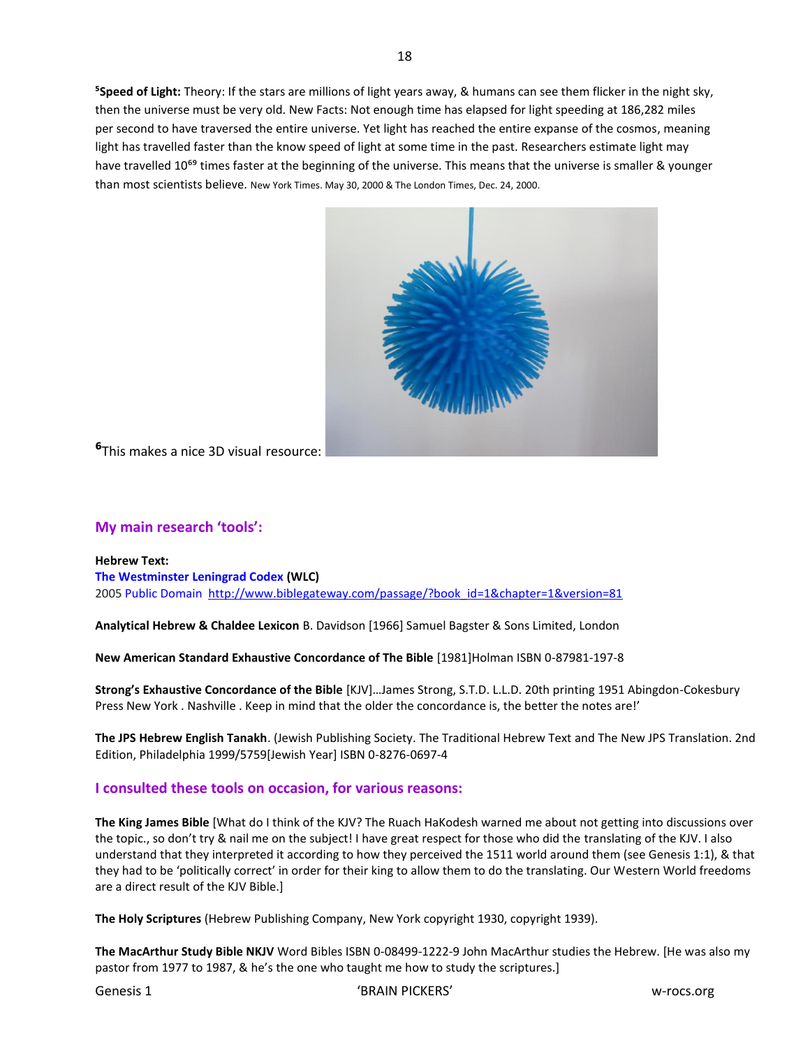[5]**Speed of Light:** Theory: If the stars are millions of light years away, & humans can see them flicker in the night sky, then the universe must be very old. New Facts: Not enough time has elapsed for light speeding at 186,282 miles per second to have traversed the entire universe. Yet light has reached the entire expanse of the cosmos, meaning light has travelled faster than the know speed of light at some time in the past. Researchers estimate light may have travelled $10^{69}$ times faster at the beginning of the universe. This means that the universe is smaller & younger than most scientists believe. New York Times. May 30, 2000 & The London Times, Dec. 24, 2000.

[6]This makes a nice 3D visual resource:

## My main research 'tools':

**Hebrew Text:**
**The Westminster Leningrad Codex (WLC)**
2005 Public Domain http://www.biblegateway.com/passage/?book_id=1&chapter=1&version=81

**Analytical Hebrew & Chaldee Lexicon** B. Davidson [1966] Samuel Bagster & Sons Limited, London

**New American Standard Exhaustive Concordance of The Bible** [1981]Holman ISBN 0-87981-197-8

**Strong's Exhaustive Concordance of the Bible** [KJV]…James Strong, S.T.D. L.L.D. 20th printing 1951 Abingdon-Cokesbury Press New York . Nashville . Keep in mind that the older the concordance is, the better the notes are!'

**The JPS Hebrew English Tanakh**. (Jewish Publishing Society. The Traditional Hebrew Text and The New JPS Translation. 2nd Edition, Philadelphia 1999/5759[Jewish Year] ISBN 0-8276-0697-4

## I consulted these tools on occasion, for various reasons:

**The King James Bible** [What do I think of the KJV? The Ruach HaKodesh warned me about not getting into discussions over the topic., so don't try & nail me on the subject! I have great respect for those who did the translating of the KJV. I also understand that they interpreted it according to how they perceived the 1511 world around them (see Genesis 1:1), & that they had to be 'politically correct' in order for their king to allow them to do the translating. Our Western World freedoms are a direct result of the KJV Bible.]

**The Holy Scriptures** (Hebrew Publishing Company, New York copyright 1930, copyright 1939).

**The MacArthur Study Bible NKJV** Word Bibles ISBN 0-08499-1222-9 John MacArthur studies the Hebrew. [He was also my pastor from 1977 to 1987, & he's the one who taught me how to study the scriptures.]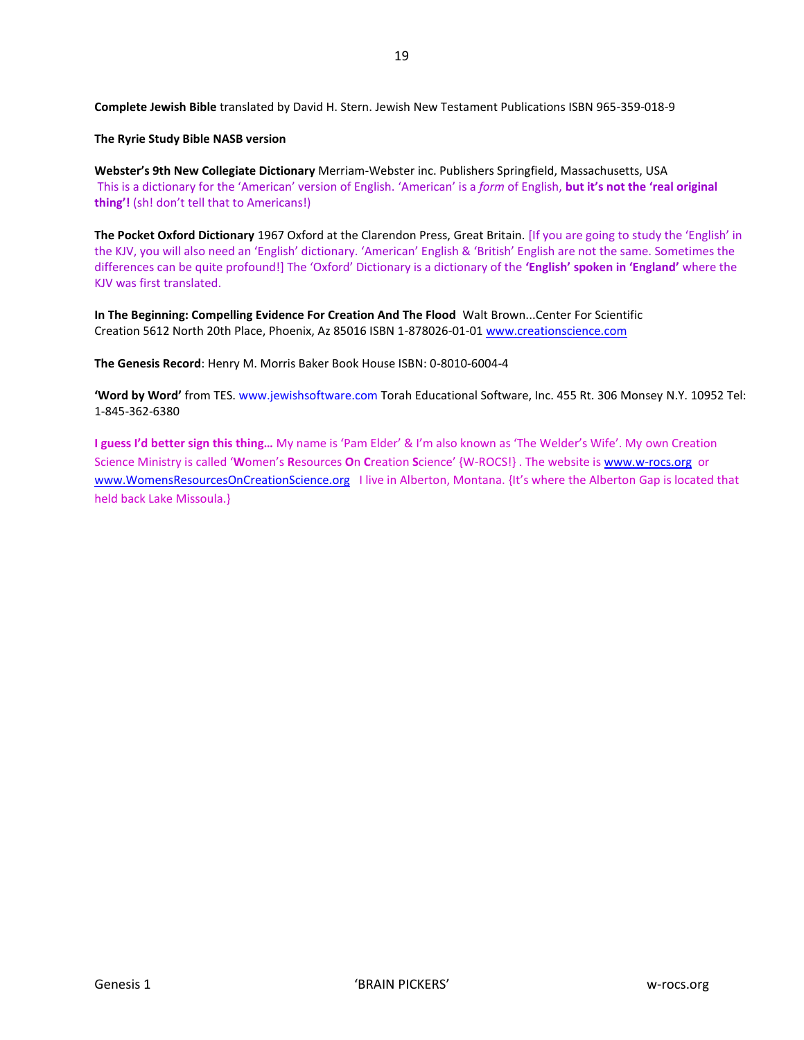**Complete Jewish Bible** translated by David H. Stern. Jewish New Testament Publications ISBN 965-359-018-9

**The Ryrie Study Bible NASB version**

**Webster's 9th New Collegiate Dictionary** Merriam-Webster inc. Publishers Springfield, Massachusetts, USA
This is a dictionary for the 'American' version of English. 'American' is a *form* of English, **but it's not the 'real original thing'!** (sh! don't tell that to Americans!)

**The Pocket Oxford Dictionary** 1967 Oxford at the Clarendon Press, Great Britain. [If you are going to study the 'English' in the KJV, you will also need an 'English' dictionary. 'American' English & 'British' English are not the same. Sometimes the differences can be quite profound!] The 'Oxford' Dictionary is a dictionary of the **'English' spoken in 'England'** where the KJV was first translated.

**In The Beginning: Compelling Evidence For Creation And The Flood** Walt Brown...Center For Scientific Creation 5612 North 20th Place, Phoenix, Az 85016 ISBN 1-878026-01-01 www.creationscience.com

**The Genesis Record**: Henry M. Morris Baker Book House ISBN: 0-8010-6004-4

**'Word by Word'** from TES. www.jewishsoftware.com Torah Educational Software, Inc. 455 Rt. 306 Monsey N.Y. 10952 Tel: 1-845-362-6380

**I guess I'd better sign this thing…** My name is 'Pam Elder' & I'm also known as 'The Welder's Wife'. My own Creation Science Ministry is called '**W**omen's **R**esources **O**n **C**reation **S**cience' {W-ROCS!} . The website is www.w-rocs.org or www.WomensResourcesOnCreationScience.org I live in Alberton, Montana. {It's where the Alberton Gap is located that held back Lake Missoula.}